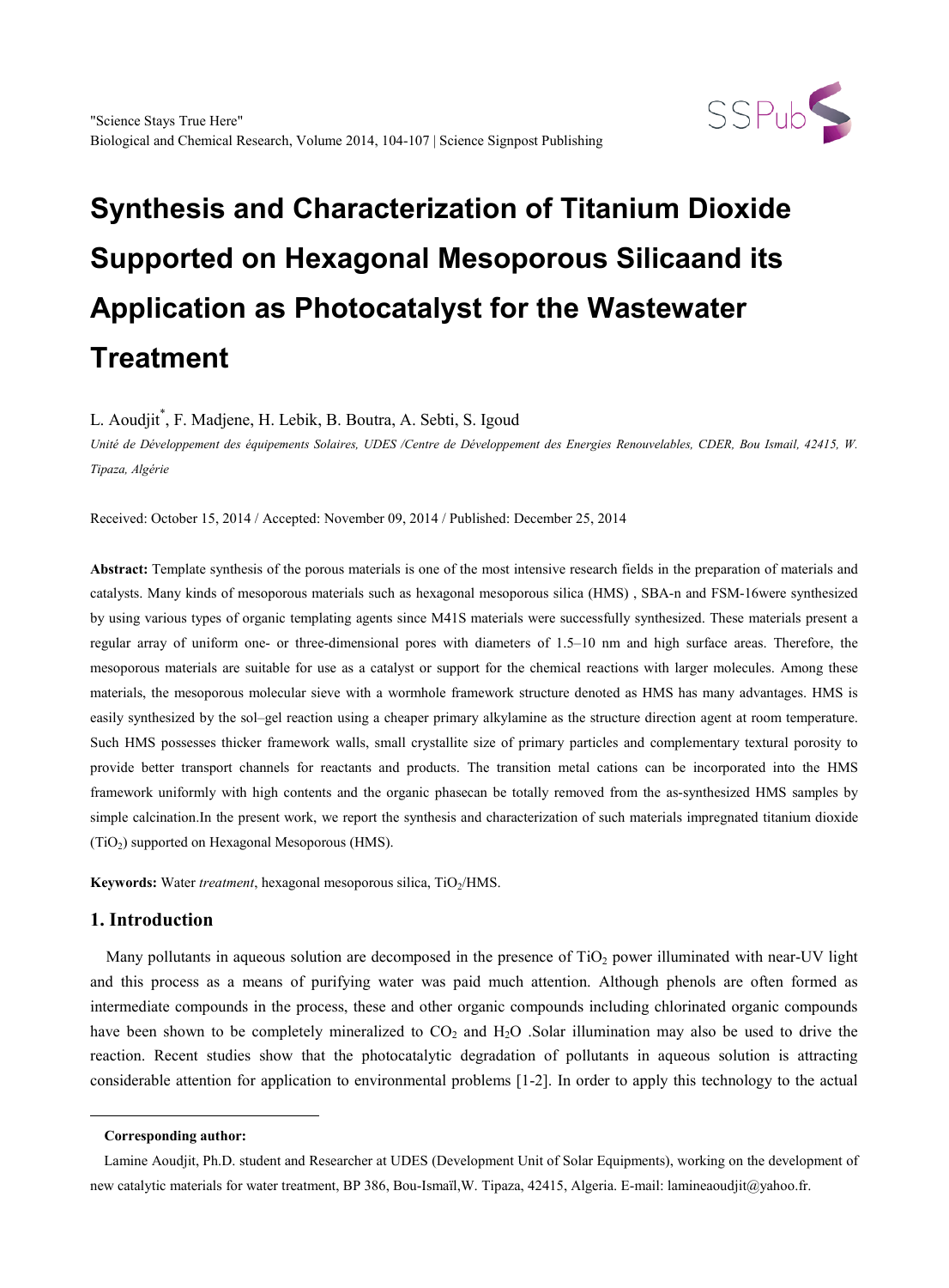# Synthesis and Characterization of Titanium Dioxide Supported on Hexagonal Mesoporous Silicaand its Application as Photocatalyst for the Wastewater Treatment

L. Aoudjit[*], F. Madjene, H. Lebik, B. Boutra, A. Sebti, S. Igoud

*Unité de Développement des équipements Solaires, UDES /Centre de Développement des Energies Renouvelables, CDER, Bou Ismail, 42415, W. Tipaza, Algérie*

Received: October 15, 2014 / Accepted: November 09, 2014 / Published: December 25, 2014

**Abstract:** Template synthesis of the porous materials is one of the most intensive research fields in the preparation of materials and catalysts. Many kinds of mesoporous materials such as hexagonal mesoporous silica (HMS) , SBA-n and FSM-16were synthesized by using various types of organic templating agents since M41S materials were successfully synthesized. These materials present a regular array of uniform one- or three-dimensional pores with diameters of 1.5–10 nm and high surface areas. Therefore, the mesoporous materials are suitable for use as a catalyst or support for the chemical reactions with larger molecules. Among these materials, the mesoporous molecular sieve with a wormhole framework structure denoted as HMS has many advantages. HMS is easily synthesized by the sol–gel reaction using a cheaper primary alkylamine as the structure direction agent at room temperature. Such HMS possesses thicker framework walls, small crystallite size of primary particles and complementary textural porosity to provide better transport channels for reactants and products. The transition metal cations can be incorporated into the HMS framework uniformly with high contents and the organic phasecan be totally removed from the as-synthesized HMS samples by simple calcination.In the present work, we report the synthesis and characterization of such materials impregnated titanium dioxide ($TiO_2$) supported on Hexagonal Mesoporous (HMS).

**Keywords:** Water *treatment*, hexagonal mesoporous silica, $TiO_2$/HMS.

## 1. Introduction

Many pollutants in aqueous solution are decomposed in the presence of $TiO_2$ power illuminated with near-UV light and this process as a means of purifying water was paid much attention. Although phenols are often formed as intermediate compounds in the process, these and other organic compounds including chlorinated organic compounds have been shown to be completely mineralized to $CO_2$ and $H_2O$ .Solar illumination may also be used to drive the reaction. Recent studies show that the photocatalytic degradation of pollutants in aqueous solution is attracting considerable attention for application to environmental problems [1-2]. In order to apply this technology to the actual

---

**Corresponding author:**

Lamine Aoudjit, Ph.D. student and Researcher at UDES (Development Unit of Solar Equipments), working on the development of new catalytic materials for water treatment, BP 386, Bou-Ismaïl,W. Tipaza, 42415, Algeria. E-mail: lamineaoudjit@yahoo.fr.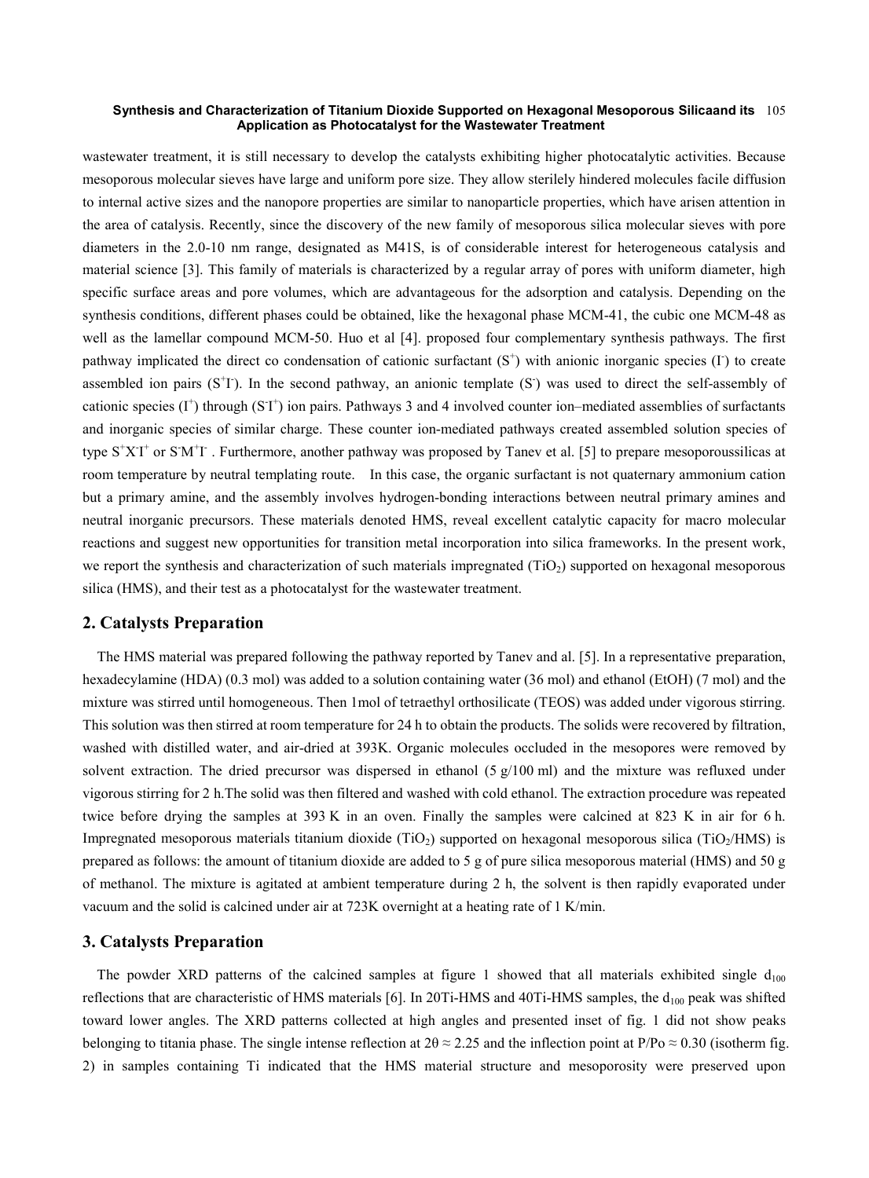wastewater treatment, it is still necessary to develop the catalysts exhibiting higher photocatalytic activities. Because mesoporous molecular sieves have large and uniform pore size. They allow sterilely hindered molecules facile diffusion to internal active sizes and the nanopore properties are similar to nanoparticle properties, which have arisen attention in the area of catalysis. Recently, since the discovery of the new family of mesoporous silica molecular sieves with pore diameters in the 2.0-10 nm range, designated as M41S, is of considerable interest for heterogeneous catalysis and material science [3]. This family of materials is characterized by a regular array of pores with uniform diameter, high specific surface areas and pore volumes, which are advantageous for the adsorption and catalysis. Depending on the synthesis conditions, different phases could be obtained, like the hexagonal phase MCM-41, the cubic one MCM-48 as well as the lamellar compound MCM-50. Huo et al [4]. proposed four complementary synthesis pathways. The first pathway implicated the direct co condensation of cationic surfactant ($S^+$) with anionic inorganic species ($I^-$) to create assembled ion pairs ($S^+I^-$). In the second pathway, an anionic template ($S^-$) was used to direct the self-assembly of cationic species ($I^+$) through ($S^-I^+$) ion pairs. Pathways 3 and 4 involved counter ion–mediated assemblies of surfactants and inorganic species of similar charge. These counter ion-mediated pathways created assembled solution species of type $S^+X^-I^+$ or $S^-M^+I^-$ . Furthermore, another pathway was proposed by Tanev et al. [5] to prepare mesoporoussilicas at room temperature by neutral templating route. In this case, the organic surfactant is not quaternary ammonium cation but a primary amine, and the assembly involves hydrogen-bonding interactions between neutral primary amines and neutral inorganic precursors. These materials denoted HMS, reveal excellent catalytic capacity for macro molecular reactions and suggest new opportunities for transition metal incorporation into silica frameworks. In the present work, we report the synthesis and characterization of such materials impregnated ($TiO_2$) supported on hexagonal mesoporous silica (HMS), and their test as a photocatalyst for the wastewater treatment.

## 2. Catalysts Preparation

The HMS material was prepared following the pathway reported by Tanev and al. [5]. In a representative preparation, hexadecylamine (HDA) (0.3 mol) was added to a solution containing water (36 mol) and ethanol (EtOH) (7 mol) and the mixture was stirred until homogeneous. Then 1mol of tetraethyl orthosilicate (TEOS) was added under vigorous stirring. This solution was then stirred at room temperature for 24 h to obtain the products. The solids were recovered by filtration, washed with distilled water, and air-dried at 393K. Organic molecules occluded in the mesopores were removed by solvent extraction. The dried precursor was dispersed in ethanol (5 g/100 ml) and the mixture was refluxed under vigorous stirring for 2 h.The solid was then filtered and washed with cold ethanol. The extraction procedure was repeated twice before drying the samples at 393 K in an oven. Finally the samples were calcined at 823 K in air for 6 h. Impregnated mesoporous materials titanium dioxide ($TiO_2$) supported on hexagonal mesoporous silica ($TiO_2$/HMS) is prepared as follows: the amount of titanium dioxide are added to 5 g of pure silica mesoporous material (HMS) and 50 g of methanol. The mixture is agitated at ambient temperature during 2 h, the solvent is then rapidly evaporated under vacuum and the solid is calcined under air at 723K overnight at a heating rate of 1 K/min.

## 3. Catalysts Preparation

The powder XRD patterns of the calcined samples at figure 1 showed that all materials exhibited single $d_{100}$ reflections that are characteristic of HMS materials [6]. In 20Ti-HMS and 40Ti-HMS samples, the $d_{100}$ peak was shifted toward lower angles. The XRD patterns collected at high angles and presented inset of fig. 1 did not show peaks belonging to titania phase. The single intense reflection at $2\theta \approx 2.25$ and the inflection point at $P/Po \approx 0.30$ (isotherm fig. 2) in samples containing Ti indicated that the HMS material structure and mesoporosity were preserved upon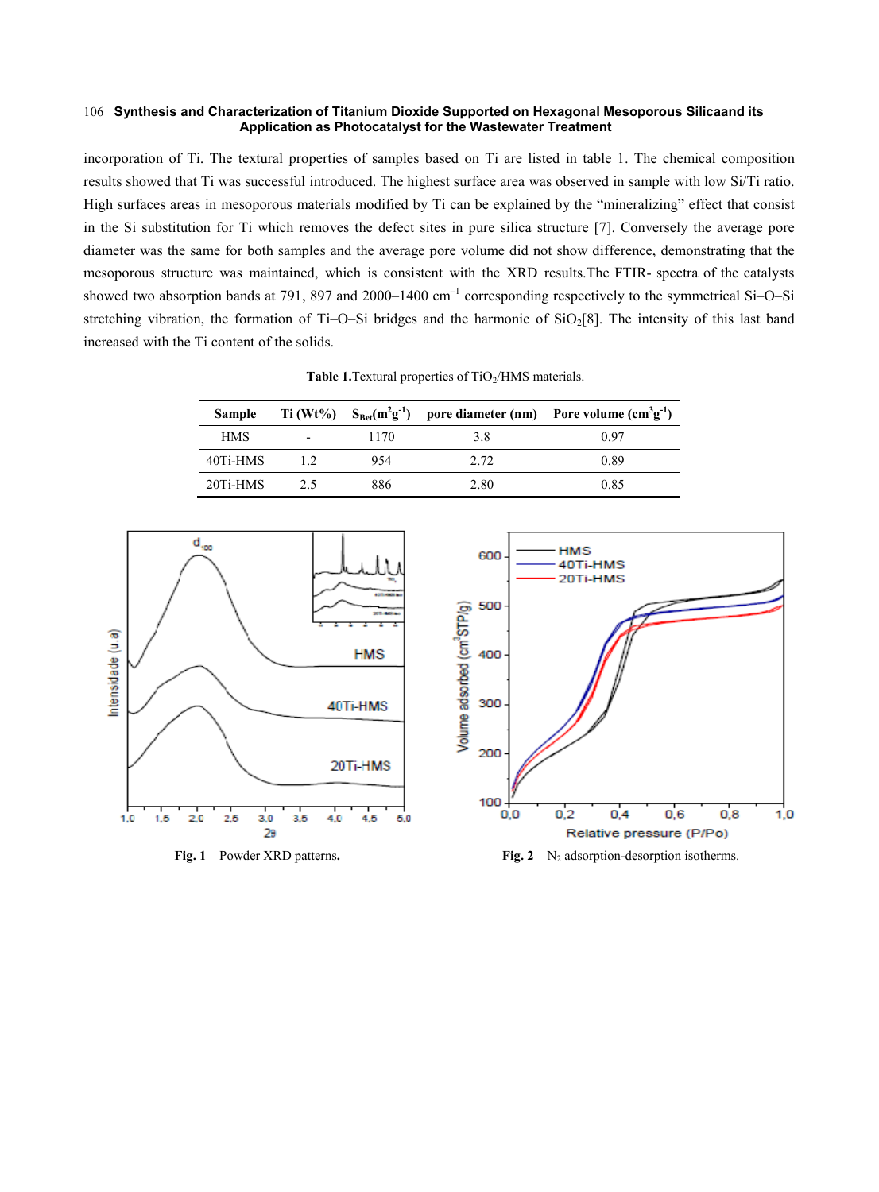incorporation of Ti. The textural properties of samples based on Ti are listed in table 1. The chemical composition results showed that Ti was successful introduced. The highest surface area was observed in sample with low Si/Ti ratio. High surfaces areas in mesoporous materials modified by Ti can be explained by the "mineralizing" effect that consist in the Si substitution for Ti which removes the defect sites in pure silica structure [7]. Conversely the average pore diameter was the same for both samples and the average pore volume did not show difference, demonstrating that the mesoporous structure was maintained, which is consistent with the XRD results.The FTIR- spectra of the catalysts showed two absorption bands at 791, 897 and 2000–1400 $cm^{-1}$ corresponding respectively to the symmetrical Si–O–Si stretching vibration, the formation of Ti–O–Si bridges and the harmonic of $SiO_2$[8]. The intensity of this last band increased with the Ti content of the solids.

**Table 1.**Textural properties of $TiO_2$/HMS materials.

| Sample | Ti (Wt%) | $S_{Bet}$($m^2g^{-1}$) | pore diameter (nm) | Pore volume ($cm^3g^{-1}$) |
|---|---|---|---|---|
| HMS | - | 1170 | 3.8 | 0.97 |
| 40Ti-HMS | 1.2 | 954 | 2.72 | 0.89 |
| 20Ti-HMS | 2.5 | 886 | 2.80 | 0.85 |

**Fig. 1** Powder XRD patterns**.**

**Fig. 2** $N_2$ adsorption-desorption isotherms.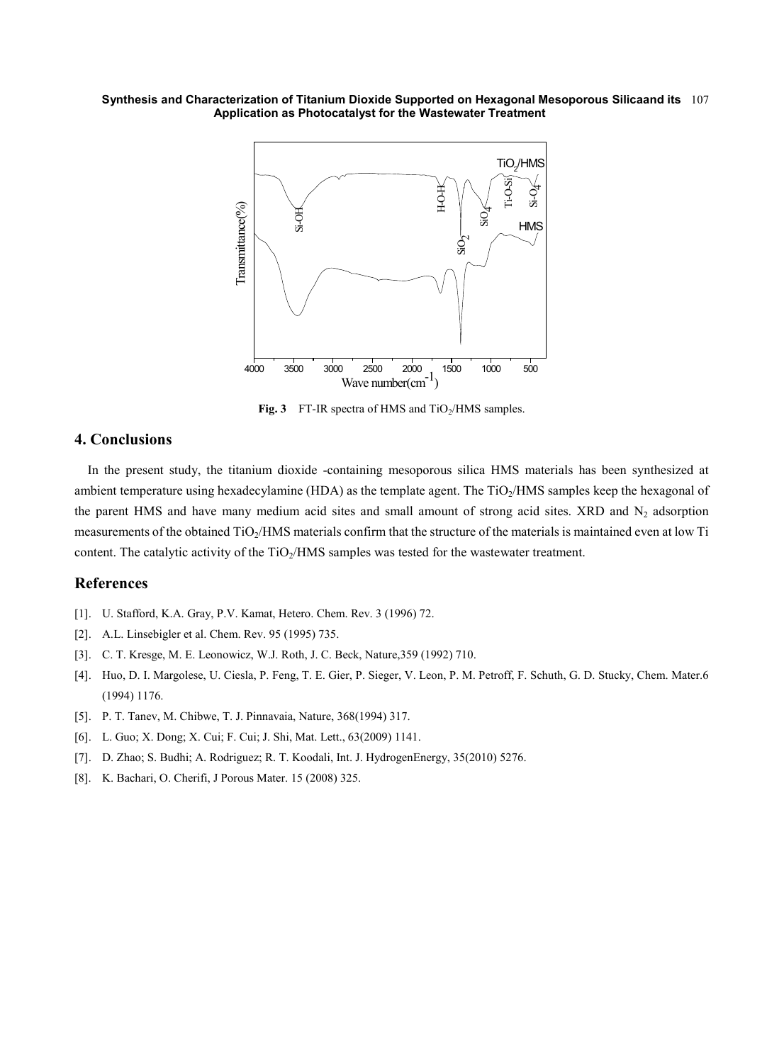TiO$_2$/HMS

HMS

Si-OH

H-O-H

SiO$_2$

SiO$_4$

Ti-O-Si

Si-O$_4$

Transmittance(%)

4000 3500 3000 2500 2000 1500 1000 500

Wave number(cm$^{-1}$)

**Fig. 3** FT-IR spectra of HMS and TiO$_2$/HMS samples.

## 4. Conclusions

In the present study, the titanium dioxide -containing mesoporous silica HMS materials has been synthesized at ambient temperature using hexadecylamine (HDA) as the template agent. The TiO$_2$/HMS samples keep the hexagonal of the parent HMS and have many medium acid sites and small amount of strong acid sites. XRD and N$_2$ adsorption measurements of the obtained TiO$_2$/HMS materials confirm that the structure of the materials is maintained even at low Ti content. The catalytic activity of the TiO$_2$/HMS samples was tested for the wastewater treatment.

## References

[1]. U. Stafford, K.A. Gray, P.V. Kamat, Hetero. Chem. Rev. 3 (1996) 72.

[2]. A.L. Linsebigler et al. Chem. Rev. 95 (1995) 735.

[3]. C. T. Kresge, M. E. Leonowicz, W.J. Roth, J. C. Beck, Nature,359 (1992) 710.

[4]. Huo, D. I. Margolese, U. Ciesla, P. Feng, T. E. Gier, P. Sieger, V. Leon, P. M. Petroff, F. Schuth, G. D. Stucky, Chem. Mater.6 (1994) 1176.

[5]. P. T. Tanev, M. Chibwe, T. J. Pinnavaia, Nature, 368(1994) 317.

[6]. L. Guo; X. Dong; X. Cui; F. Cui; J. Shi, Mat. Lett., 63(2009) 1141.

[7]. D. Zhao; S. Budhi; A. Rodriguez; R. T. Koodali, Int. J. HydrogenEnergy, 35(2010) 5276.

[8]. K. Bachari, O. Cherifi, J Porous Mater. 15 (2008) 325.